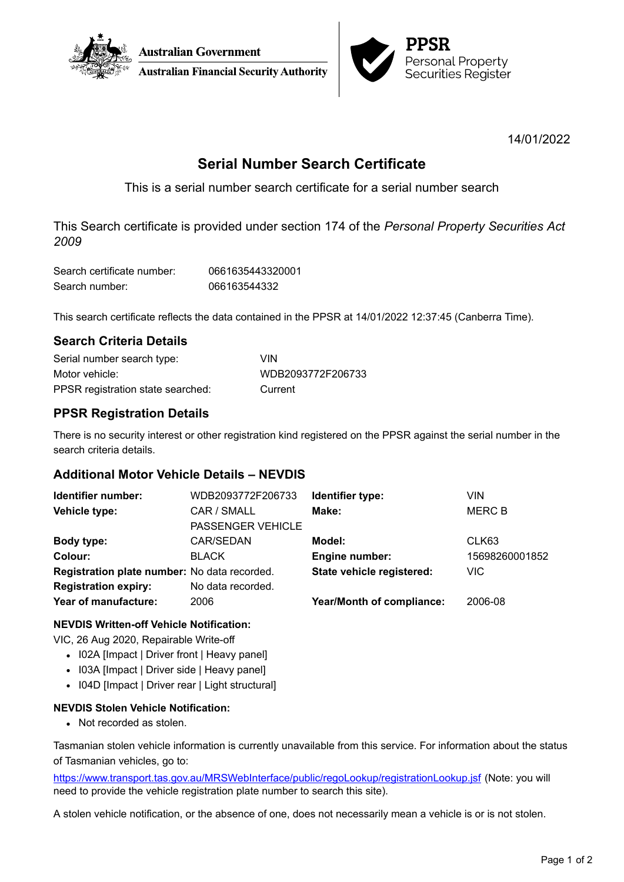Australian Government
Australian Financial Security Authority

**PPSR**
Personal Property
Securities Register

14/01/2022

# Serial Number Search Certificate

This is a serial number search certificate for a serial number search

This Search certificate is provided under section 174 of the *Personal Property Securities Act 2009*

| | |
|---|---|
| Search certificate number: | 0661635443320001 |
| Search number: | 066163544332 |

This search certificate reflects the data contained in the PPSR at 14/01/2022 12:37:45 (Canberra Time).

## Search Criteria Details

| | |
|---|---|
| Serial number search type: | VIN |
| Motor vehicle: | WDB2093772F206733 |
| PPSR registration state searched: | Current |

## PPSR Registration Details

There is no security interest or other registration kind registered on the PPSR against the serial number in the search criteria details.

## Additional Motor Vehicle Details – NEVDIS

| | | | |
|---|---|---|---|
| **Identifier number:** | WDB2093772F206733 | **Identifier type:** | VIN |
| **Vehicle type:** | CAR / SMALL PASSENGER VEHICLE | **Make:** | MERC B |
| **Body type:** | CAR/SEDAN | **Model:** | CLK63 |
| **Colour:** | BLACK | **Engine number:** | 15698260001852 |
| **Registration plate number:** | No data recorded. | **State vehicle registered:** | VIC |
| **Registration expiry:** | No data recorded. | | |
| **Year of manufacture:** | 2006 | **Year/Month of compliance:** | 2006-08 |

### NEVDIS Written-off Vehicle Notification:

VIC, 26 Aug 2020, Repairable Write-off

- I02A [Impact | Driver front | Heavy panel]
- I03A [Impact | Driver side | Heavy panel]
- I04D [Impact | Driver rear | Light structural]

### NEVDIS Stolen Vehicle Notification:

- Not recorded as stolen.

Tasmanian stolen vehicle information is currently unavailable from this service. For information about the status of Tasmanian vehicles, go to:

https://www.transport.tas.gov.au/MRSWebInterface/public/regoLookup/registrationLookup.jsf (Note: you will need to provide the vehicle registration plate number to search this site).

A stolen vehicle notification, or the absence of one, does not necessarily mean a vehicle is or is not stolen.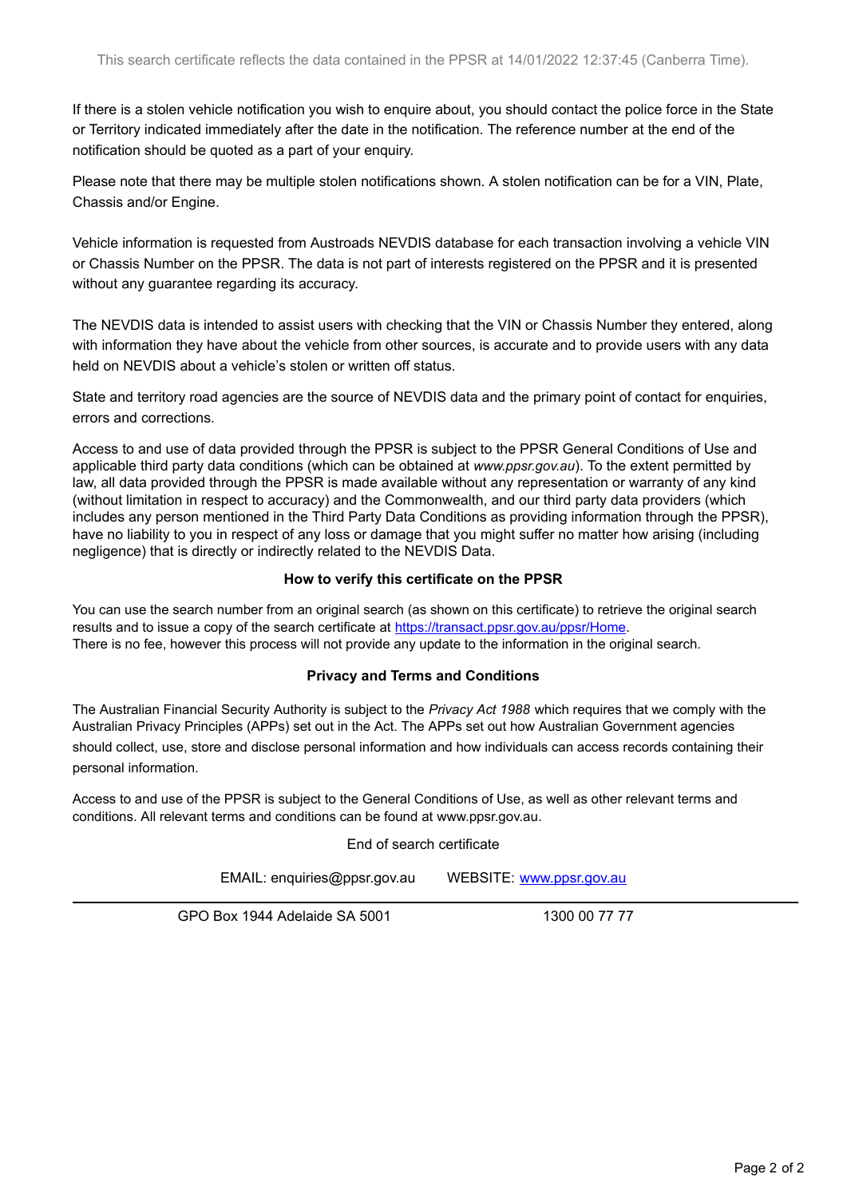This search certificate reflects the data contained in the PPSR at 14/01/2022 12:37:45 (Canberra Time).

If there is a stolen vehicle notification you wish to enquire about, you should contact the police force in the State or Territory indicated immediately after the date in the notification. The reference number at the end of the notification should be quoted as a part of your enquiry.

Please note that there may be multiple stolen notifications shown. A stolen notification can be for a VIN, Plate, Chassis and/or Engine.

Vehicle information is requested from Austroads NEVDIS database for each transaction involving a vehicle VIN or Chassis Number on the PPSR. The data is not part of interests registered on the PPSR and it is presented without any guarantee regarding its accuracy.

The NEVDIS data is intended to assist users with checking that the VIN or Chassis Number they entered, along with information they have about the vehicle from other sources, is accurate and to provide users with any data held on NEVDIS about a vehicle's stolen or written off status.

State and territory road agencies are the source of NEVDIS data and the primary point of contact for enquiries, errors and corrections.

Access to and use of data provided through the PPSR is subject to the PPSR General Conditions of Use and applicable third party data conditions (which can be obtained at *www.ppsr.gov.au*). To the extent permitted by law, all data provided through the PPSR is made available without any representation or warranty of any kind (without limitation in respect to accuracy) and the Commonwealth, and our third party data providers (which includes any person mentioned in the Third Party Data Conditions as providing information through the PPSR), have no liability to you in respect of any loss or damage that you might suffer no matter how arising (including negligence) that is directly or indirectly related to the NEVDIS Data.

**How to verify this certificate on the PPSR**

You can use the search number from an original search (as shown on this certificate) to retrieve the original search results and to issue a copy of the search certificate at https://transact.ppsr.gov.au/ppsr/Home.
There is no fee, however this process will not provide any update to the information in the original search.

**Privacy and Terms and Conditions**

The Australian Financial Security Authority is subject to the *Privacy Act 1988* which requires that we comply with the Australian Privacy Principles (APPs) set out in the Act. The APPs set out how Australian Government agencies should collect, use, store and disclose personal information and how individuals can access records containing their personal information.

Access to and use of the PPSR is subject to the General Conditions of Use, as well as other relevant terms and conditions. All relevant terms and conditions can be found at www.ppsr.gov.au.

End of search certificate

EMAIL: enquiries@ppsr.gov.au WEBSITE: www.ppsr.gov.au

GPO Box 1944 Adelaide SA 5001 1300 00 77 77